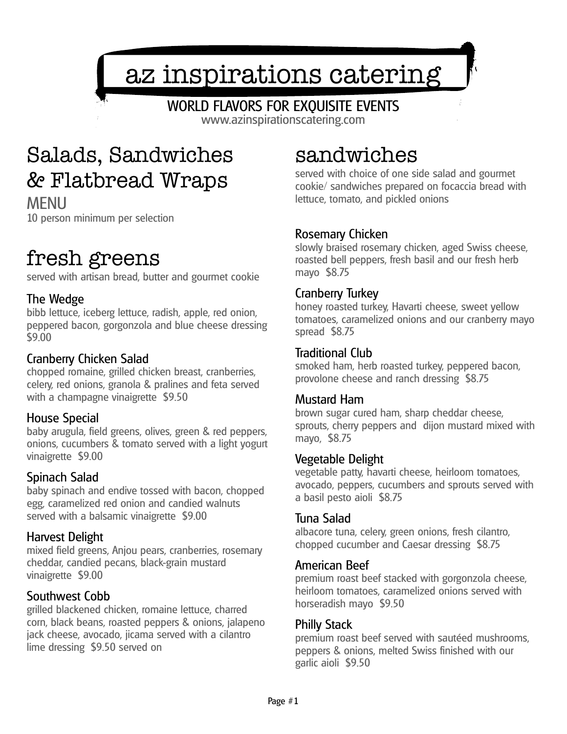# az inspirations catering

WORLD FLAVORS FOR EXQUISITE EVENTS
www.azinspirationscatering.com

# Salads, Sandwiches & Flatbread Wraps

MENU
10 person minimum per selection

## fresh greens

served with artisan bread, butter and gourmet cookie

### The Wedge

bibb lettuce, iceberg lettuce, radish, apple, red onion, peppered bacon, gorgonzola and blue cheese dressing $9.00

### Cranberry Chicken Salad

chopped romaine, grilled chicken breast, cranberries, celery, red onions, granola & pralines and feta served with a champagne vinaigrette $9.50

### House Special

baby arugula, field greens, olives, green & red peppers, onions, cucumbers & tomato served with a light yogurt vinaigrette $9.00

### Spinach Salad

baby spinach and endive tossed with bacon, chopped egg, caramelized red onion and candied walnuts served with a balsamic vinaigrette $9.00

### Harvest Delight

mixed field greens, Anjou pears, cranberries, rosemary cheddar, candied pecans, black-grain mustard vinaigrette $9.00

### Southwest Cobb

grilled blackened chicken, romaine lettuce, charred corn, black beans, roasted peppers & onions, jalapeno jack cheese, avocado, jicama served with a cilantro lime dressing $9.50 served on

## sandwiches

served with choice of one side salad and gourmet cookie/ sandwiches prepared on focaccia bread with lettuce, tomato, and pickled onions

### Rosemary Chicken

slowly braised rosemary chicken, aged Swiss cheese, roasted bell peppers, fresh basil and our fresh herb mayo $8.75

### Cranberry Turkey

honey roasted turkey, Havarti cheese, sweet yellow tomatoes, caramelized onions and our cranberry mayo spread $8.75

### Traditional Club

smoked ham, herb roasted turkey, peppered bacon, provolone cheese and ranch dressing $8.75

### Mustard Ham

brown sugar cured ham, sharp cheddar cheese, sprouts, cherry peppers and dijon mustard mixed with mayo, $8.75

### Vegetable Delight

vegetable patty, havarti cheese, heirloom tomatoes, avocado, peppers, cucumbers and sprouts served with a basil pesto aioli $8.75

### Tuna Salad

albacore tuna, celery, green onions, fresh cilantro, chopped cucumber and Caesar dressing $8.75

### American Beef

premium roast beef stacked with gorgonzola cheese, heirloom tomatoes, caramelized onions served with horseradish mayo $9.50

### Philly Stack

premium roast beef served with sautéed mushrooms, peppers & onions, melted Swiss finished with our garlic aioli $9.50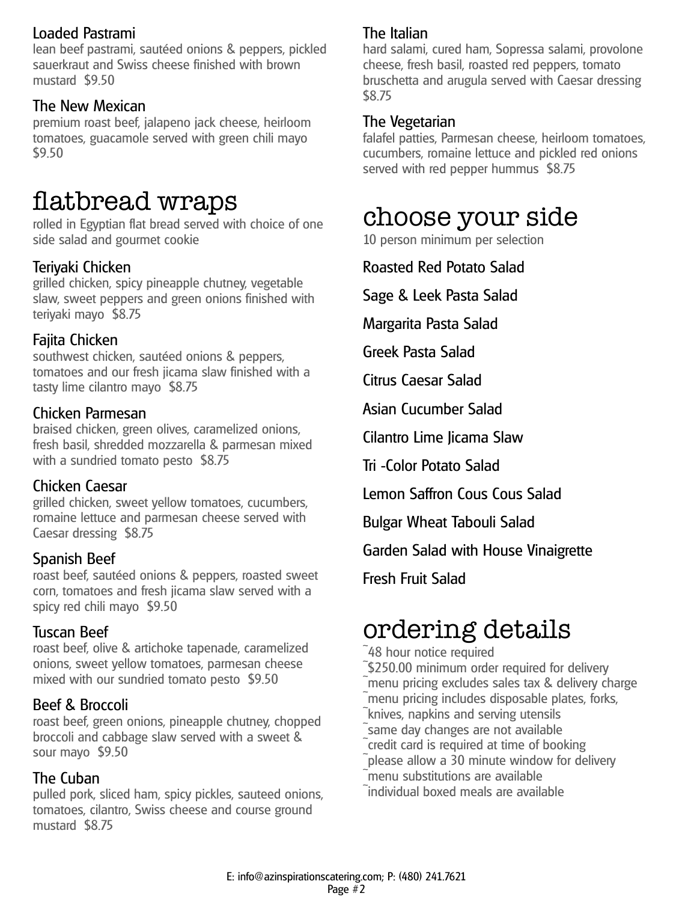### Loaded Pastrami

lean beef pastrami, sautéed onions & peppers, pickled sauerkraut and Swiss cheese finished with brown mustard  $9.50

### The New Mexican

premium roast beef, jalapeno jack cheese, heirloom tomatoes, guacamole served with green chili mayo $9.50

## flatbread wraps

rolled in Egyptian flat bread served with choice of one side salad and gourmet cookie

### Teriyaki Chicken

grilled chicken, spicy pineapple chutney, vegetable slaw, sweet peppers and green onions finished with teriyaki mayo  $8.75

### Fajita Chicken

southwest chicken, sautéed onions & peppers, tomatoes and our fresh jicama slaw finished with a tasty lime cilantro mayo  $8.75

### Chicken Parmesan

braised chicken, green olives, caramelized onions, fresh basil, shredded mozzarella & parmesan mixed with a sundried tomato pesto  $8.75

### Chicken Caesar

grilled chicken, sweet yellow tomatoes, cucumbers, romaine lettuce and parmesan cheese served with Caesar dressing  $8.75

### Spanish Beef

roast beef, sautéed onions & peppers, roasted sweet corn, tomatoes and fresh jicama slaw served with a spicy red chili mayo  $9.50

### Tuscan Beef

roast beef, olive & artichoke tapenade, caramelized onions, sweet yellow tomatoes, parmesan cheese mixed with our sundried tomato pesto  $9.50

### Beef & Broccoli

roast beef, green onions, pineapple chutney, chopped broccoli and cabbage slaw served with a sweet & sour mayo  $9.50

### The Cuban

pulled pork, sliced ham, spicy pickles, sauteed onions, tomatoes, cilantro, Swiss cheese and course ground mustard  $8.75

### The Italian

hard salami, cured ham, Sopressa salami, provolone cheese, fresh basil, roasted red peppers, tomato bruschetta and arugula served with Caesar dressing $8.75

### The Vegetarian

falafel patties, Parmesan cheese, heirloom tomatoes, cucumbers, romaine lettuce and pickled red onions served with red pepper hummus  $8.75

## choose your side

10 person minimum per selection

- Roasted Red Potato Salad
- Sage & Leek Pasta Salad
- Margarita Pasta Salad
- Greek Pasta Salad
- Citrus Caesar Salad
- Asian Cucumber Salad
- Cilantro Lime Jicama Slaw
- Tri -Color Potato Salad
- Lemon Saffron Cous Cous Salad
- Bulgar Wheat Tabouli Salad
- Garden Salad with House Vinaigrette
- Fresh Fruit Salad

## ordering details

~48 hour notice required
~$250.00 minimum order required for delivery
~menu pricing excludes sales tax & delivery charge
~menu pricing includes disposable plates, forks,
~knives, napkins and serving utensils
~same day changes are not available
~credit card is required at time of booking
~please allow a 30 minute window for delivery
~menu substitutions are available
~individual boxed meals are available

E: info@azinspirationscatering.com; P: (480) 241.7621